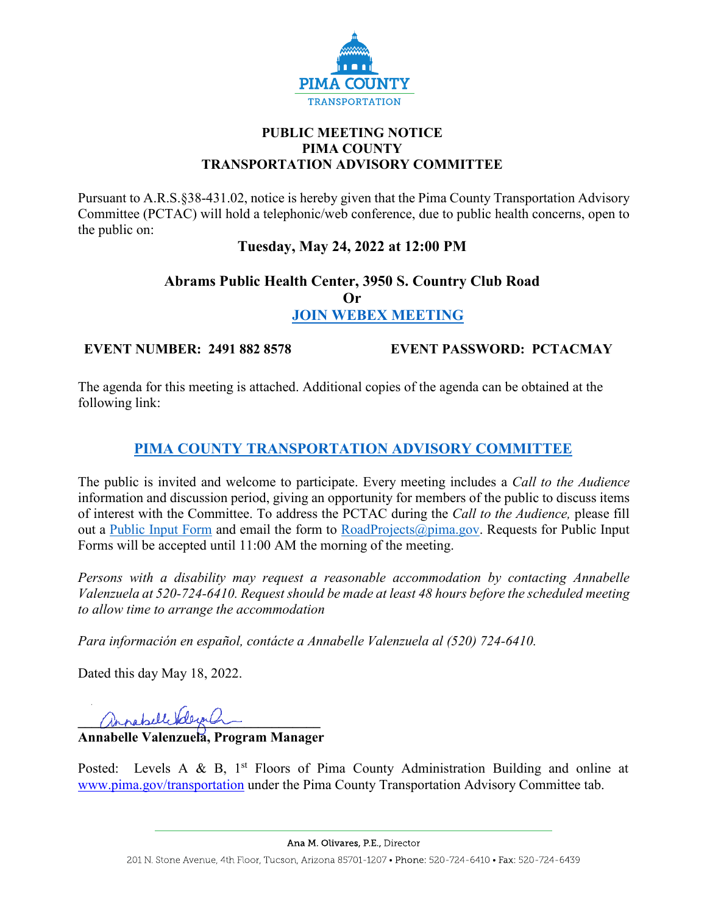PIMA COUNTY
TRANSPORTATION

# PUBLIC MEETING NOTICE
# PIMA COUNTY
# TRANSPORTATION ADVISORY COMMITTEE

Pursuant to A.R.S.§38-431.02, notice is hereby given that the Pima County Transportation Advisory Committee (PCTAC) will hold a telephonic/web conference, due to public health concerns, open to the public on:

**Tuesday, May 24, 2022 at 12:00 PM**

**Abrams Public Health Center, 3950 S. Country Club Road**
**Or**
**JOIN WEBEX MEETING**

**EVENT NUMBER: 2491 882 8578** **EVENT PASSWORD: PCTACMAY**

The agenda for this meeting is attached. Additional copies of the agenda can be obtained at the following link:

**PIMA COUNTY TRANSPORTATION ADVISORY COMMITTEE**

The public is invited and welcome to participate. Every meeting includes a *Call to the Audience* information and discussion period, giving an opportunity for members of the public to discuss items of interest with the Committee. To address the PCTAC during the *Call to the Audience,* please fill out a Public Input Form and email the form to RoadProjects@pima.gov. Requests for Public Input Forms will be accepted until 11:00 AM the morning of the meeting.

*Persons with a disability may request a reasonable accommodation by contacting Annabelle Valenzuela at 520-724-6410. Request should be made at least 48 hours before the scheduled meeting to allow time to arrange the accommodation*

*Para información en español, contácte a Annabelle Valenzuela al (520) 724-6410.*

Dated this day May 18, 2022.

**Annabelle Valenzuela, Program Manager**

Posted: Levels A & B, 1st Floors of Pima County Administration Building and online at www.pima.gov/transportation under the Pima County Transportation Advisory Committee tab.

Ana M. Olivares, P.E., Director
201 N. Stone Avenue, 4th Floor, Tucson, Arizona 85701-1207 • Phone: 520-724-6410 • Fax: 520-724-6439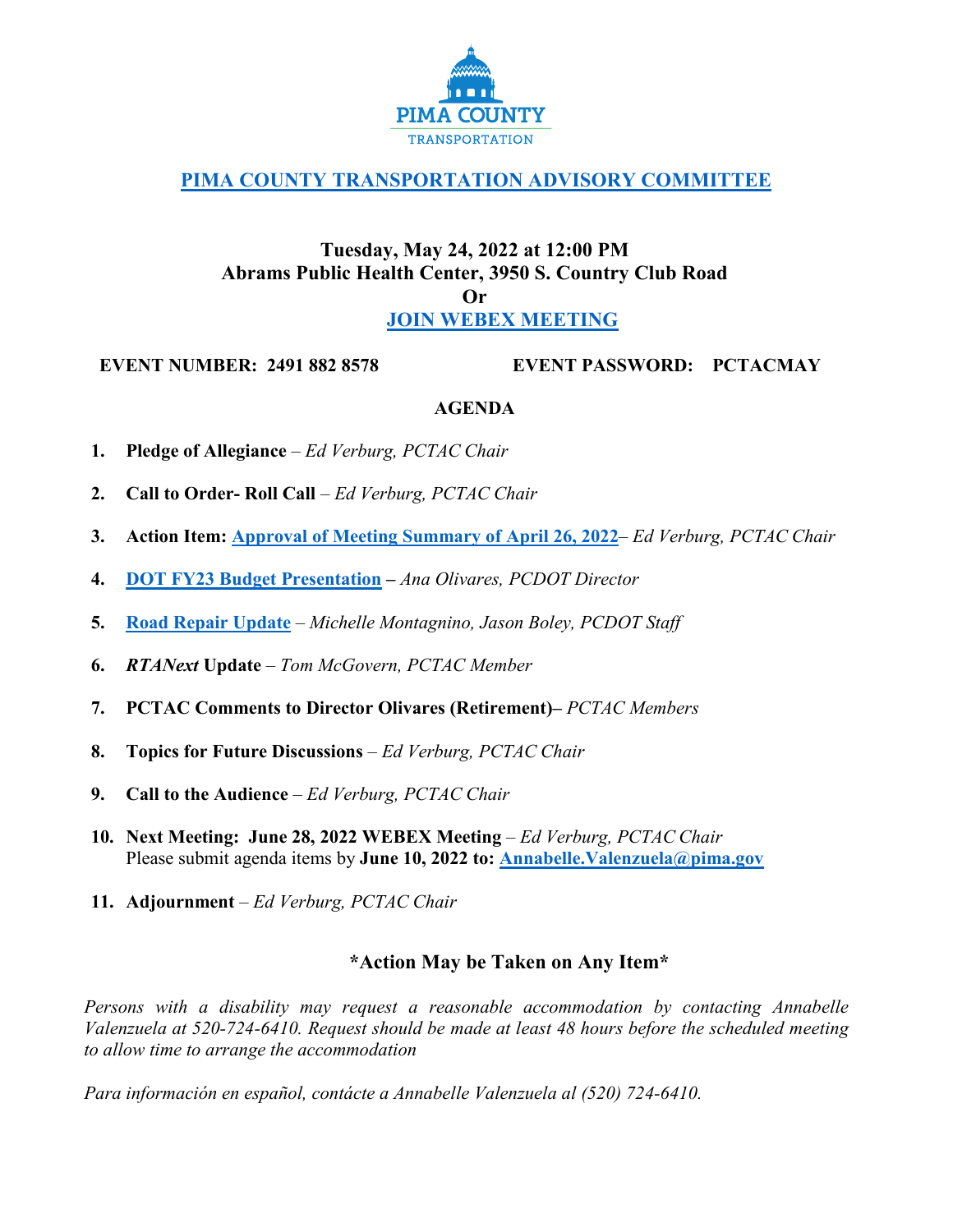PIMA COUNTY
TRANSPORTATION

# PIMA COUNTY TRANSPORTATION ADVISORY COMMITTEE

**Tuesday, May 24, 2022 at 12:00 PM**
**Abrams Public Health Center, 3950 S. Country Club Road**
**Or**
**JOIN WEBEX MEETING**

**EVENT NUMBER: 2491 882 8578** **EVENT PASSWORD: PCTACMAY**

## AGENDA

1. **Pledge of Allegiance** – *Ed Verburg, PCTAC Chair*
2. **Call to Order- Roll Call** – *Ed Verburg, PCTAC Chair*
3. **Action Item: Approval of Meeting Summary of April 26, 2022**– *Ed Verburg, PCTAC Chair*
4. **DOT FY23 Budget Presentation –** *Ana Olivares, PCDOT Director*
5. **Road Repair Update** – *Michelle Montagnino, Jason Boley, PCDOT Staff*
6. ***RTANext* Update** – *Tom McGovern, PCTAC Member*
7. **PCTAC Comments to Director Olivares (Retirement)–** *PCTAC Members*
8. **Topics for Future Discussions** – *Ed Verburg, PCTAC Chair*
9. **Call to the Audience** – *Ed Verburg, PCTAC Chair*
10. **Next Meeting: June 28, 2022 WEBEX Meeting** – *Ed Verburg, PCTAC Chair*
    Please submit agenda items by **June 10, 2022 to: Annabelle.Valenzuela@pima.gov**
11. **Adjournment** – *Ed Verburg, PCTAC Chair*

**\*Action May be Taken on Any Item\***

*Persons with a disability may request a reasonable accommodation by contacting Annabelle Valenzuela at 520-724-6410. Request should be made at least 48 hours before the scheduled meeting to allow time to arrange the accommodation*

*Para información en español, contácte a Annabelle Valenzuela al (520) 724-6410.*